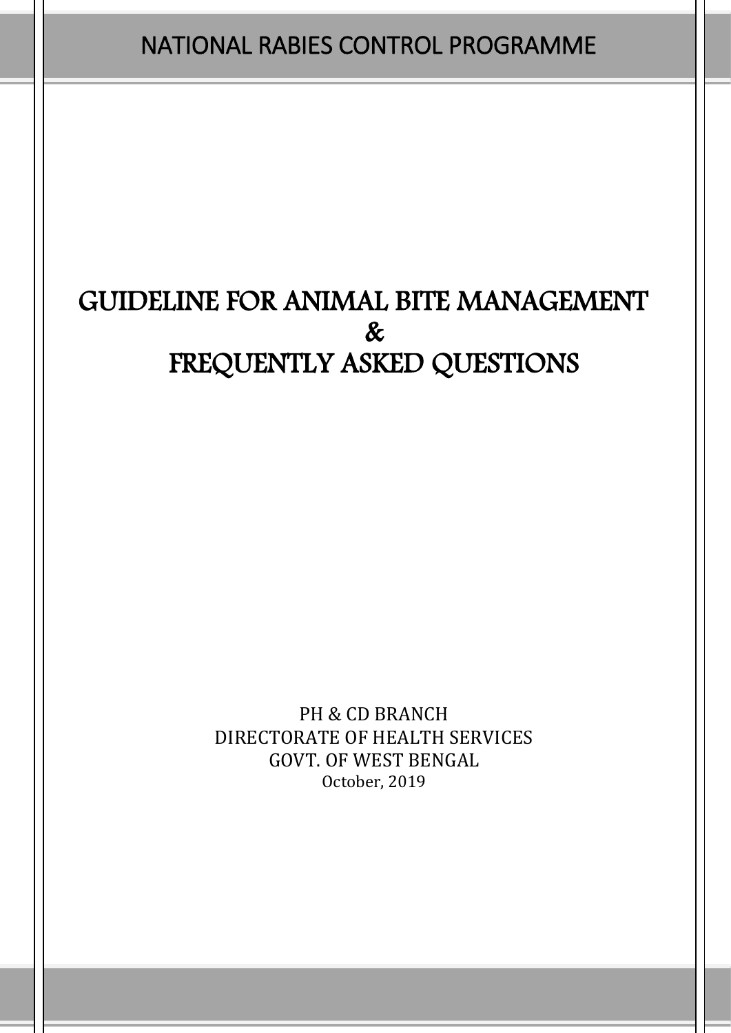NATIONAL RABIES CONTROL PROGRAMME

# GUIDELINE FOR ANIMAL BITE MANAGEMENT & FREQUENTLY ASKED QUESTIONS

PH & CD BRANCH
DIRECTORATE OF HEALTH SERVICES
GOVT. OF WEST BENGAL
October, 2019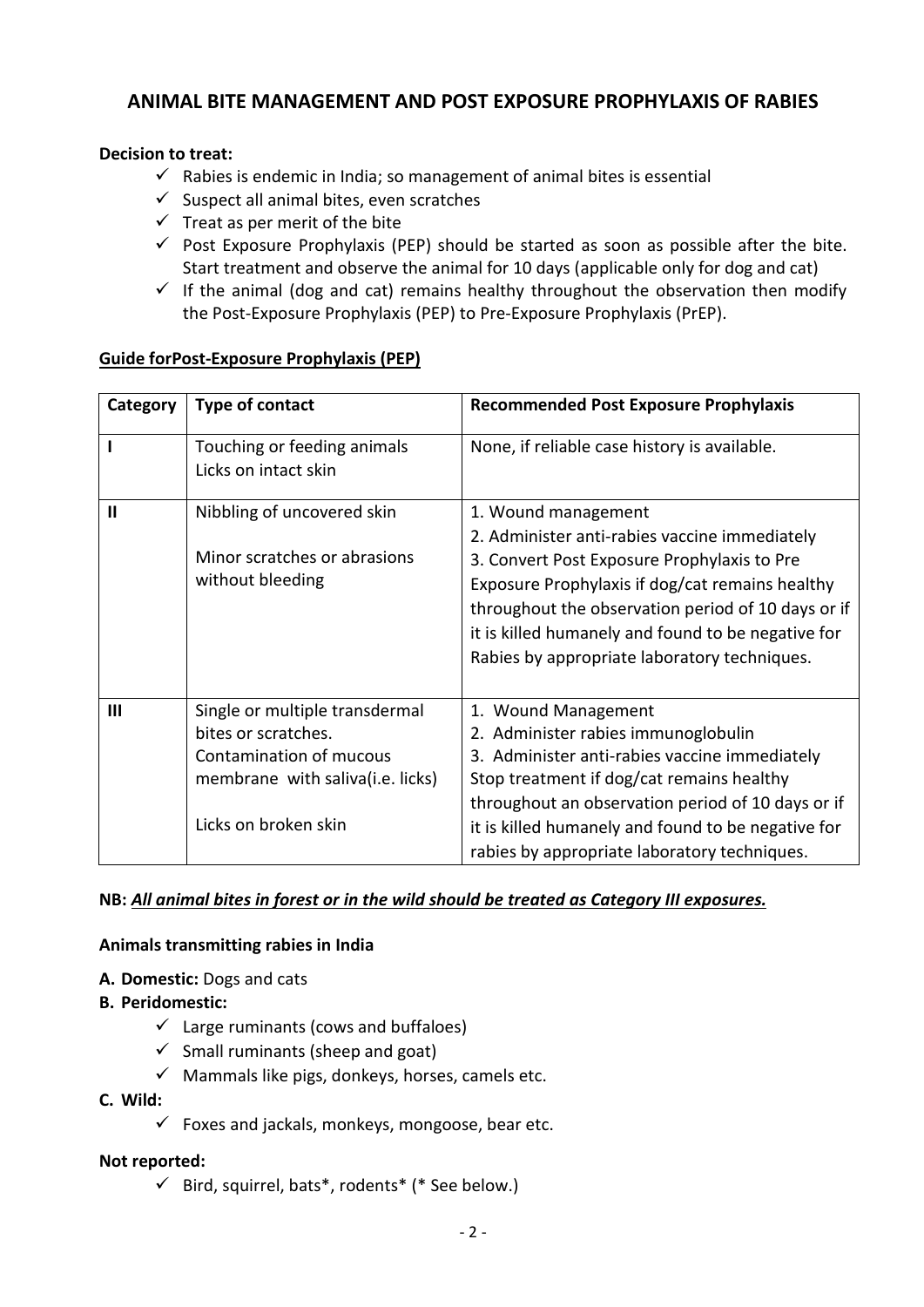## ANIMAL BITE MANAGEMENT AND POST EXPOSURE PROPHYLAXIS OF RABIES

**Decision to treat:**

- ✓ Rabies is endemic in India; so management of animal bites is essential
- ✓ Suspect all animal bites, even scratches
- ✓ Treat as per merit of the bite
- ✓ Post Exposure Prophylaxis (PEP) should be started as soon as possible after the bite. Start treatment and observe the animal for 10 days (applicable only for dog and cat)
- ✓ If the animal (dog and cat) remains healthy throughout the observation then modify the Post-Exposure Prophylaxis (PEP) to Pre-Exposure Prophylaxis (PrEP).

**Guide forPost-Exposure Prophylaxis (PEP)**

| Category | Type of contact | Recommended Post Exposure Prophylaxis |
|---|---|---|
| I | Touching or feeding animals<br>Licks on intact skin | None, if reliable case history is available. |
| II | Nibbling of uncovered skin<br><br>Minor scratches or abrasions without bleeding | 1. Wound management<br>2. Administer anti-rabies vaccine immediately<br>3. Convert Post Exposure Prophylaxis to Pre Exposure Prophylaxis if dog/cat remains healthy throughout the observation period of 10 days or if it is killed humanely and found to be negative for Rabies by appropriate laboratory techniques. |
| III | Single or multiple transdermal bites or scratches.<br>Contamination of mucous membrane with saliva(i.e. licks)<br><br>Licks on broken skin | 1. Wound Management<br>2. Administer rabies immunoglobulin<br>3. Administer anti-rabies vaccine immediately<br>Stop treatment if dog/cat remains healthy throughout an observation period of 10 days or if it is killed humanely and found to be negative for rabies by appropriate laboratory techniques. |

**NB:** ***<u>All animal bites in forest or in the wild should be treated as Category III exposures.</u>***

**Animals transmitting rabies in India**

**A. Domestic:** Dogs and cats

**B. Peridomestic:**

- ✓ Large ruminants (cows and buffaloes)
- ✓ Small ruminants (sheep and goat)
- ✓ Mammals like pigs, donkeys, horses, camels etc.

**C. Wild:**

- ✓ Foxes and jackals, monkeys, mongoose, bear etc.

**Not reported:**

- ✓ Bird, squirrel, bats*, rodents* (* See below.)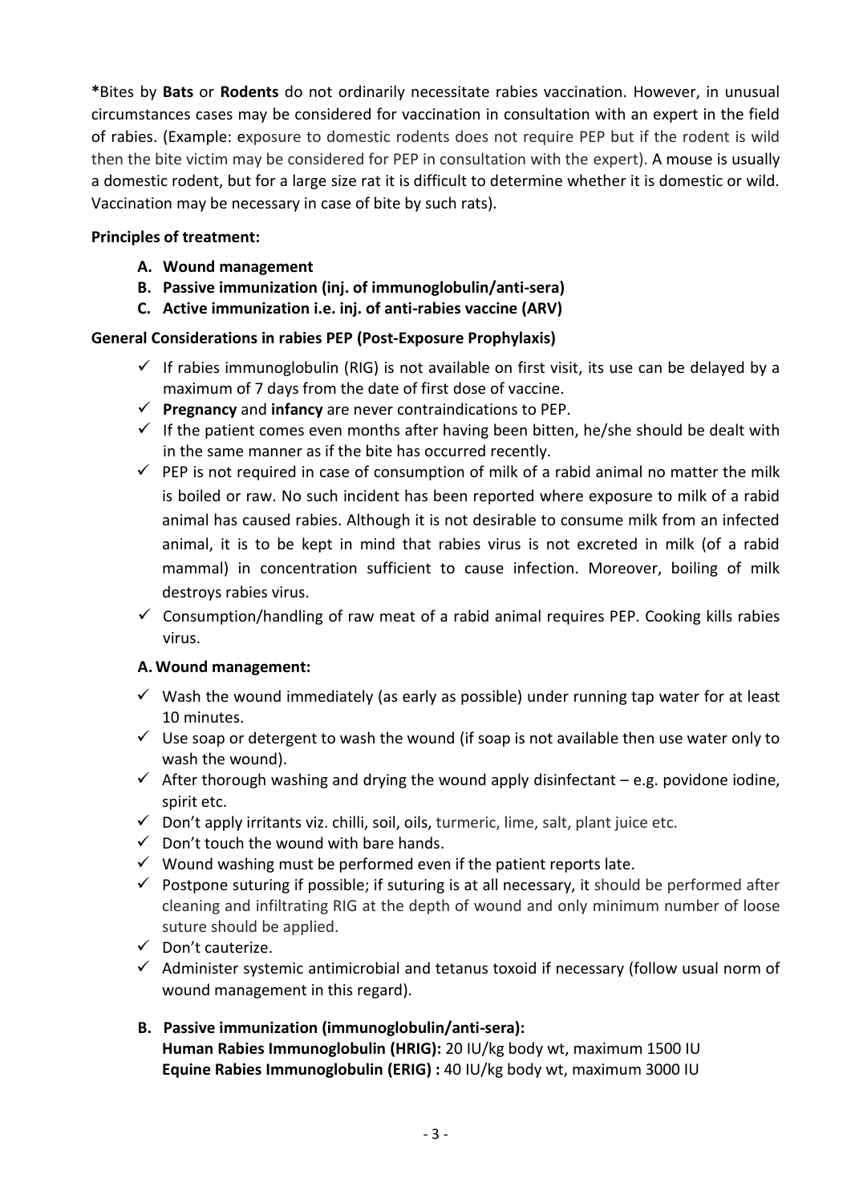***Bites by **Bats** or **Rodents** do not ordinarily necessitate rabies vaccination. However, in unusual circumstances cases may be considered for vaccination in consultation with an expert in the field of rabies. (Example: exposure to domestic rodents does not require PEP but if the rodent is wild then the bite victim may be considered for PEP in consultation with the expert). A mouse is usually a domestic rodent, but for a large size rat it is difficult to determine whether it is domestic or wild. Vaccination may be necessary in case of bite by such rats).

**Principles of treatment:**

- **A. Wound management**
- **B. Passive immunization (inj. of immunoglobulin/anti-sera)**
- **C. Active immunization i.e. inj. of anti-rabies vaccine (ARV)**

**General Considerations in rabies PEP (Post-Exposure Prophylaxis)**

- ✓ If rabies immunoglobulin (RIG) is not available on first visit, its use can be delayed by a maximum of 7 days from the date of first dose of vaccine.
- ✓ **Pregnancy** and **infancy** are never contraindications to PEP.
- ✓ If the patient comes even months after having been bitten, he/she should be dealt with in the same manner as if the bite has occurred recently.
- ✓ PEP is not required in case of consumption of milk of a rabid animal no matter the milk is boiled or raw. No such incident has been reported where exposure to milk of a rabid animal has caused rabies. Although it is not desirable to consume milk from an infected animal, it is to be kept in mind that rabies virus is not excreted in milk (of a rabid mammal) in concentration sufficient to cause infection. Moreover, boiling of milk destroys rabies virus.
- ✓ Consumption/handling of raw meat of a rabid animal requires PEP. Cooking kills rabies virus.

**A. Wound management:**

- ✓ Wash the wound immediately (as early as possible) under running tap water for at least 10 minutes.
- ✓ Use soap or detergent to wash the wound (if soap is not available then use water only to wash the wound).
- ✓ After thorough washing and drying the wound apply disinfectant – e.g. povidone iodine, spirit etc.
- ✓ Don't apply irritants viz. chilli, soil, oils, turmeric, lime, salt, plant juice etc.
- ✓ Don't touch the wound with bare hands.
- ✓ Wound washing must be performed even if the patient reports late.
- ✓ Postpone suturing if possible; if suturing is at all necessary, it should be performed after cleaning and infiltrating RIG at the depth of wound and only minimum number of loose suture should be applied.
- ✓ Don't cauterize.
- ✓ Administer systemic antimicrobial and tetanus toxoid if necessary (follow usual norm of wound management in this regard).

**B. Passive immunization (immunoglobulin/anti-sera):**

**Human Rabies Immunoglobulin (HRIG):** 20 IU/kg body wt, maximum 1500 IU
**Equine Rabies Immunoglobulin (ERIG) :** 40 IU/kg body wt, maximum 3000 IU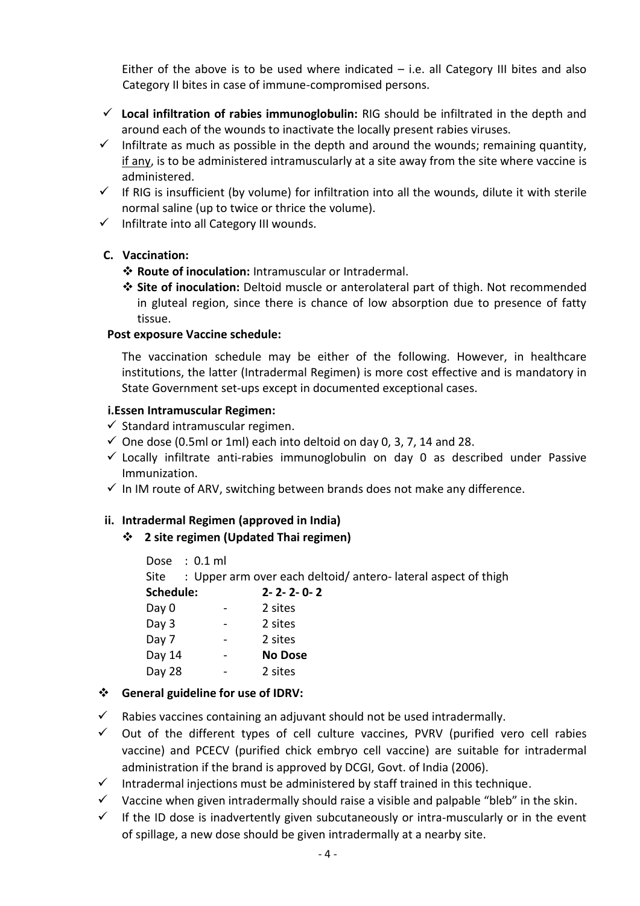Either of the above is to be used where indicated – i.e. all Category III bites and also Category II bites in case of immune-compromised persons.

- ✓ **Local infiltration of rabies immunoglobulin:** RIG should be infiltrated in the depth and around each of the wounds to inactivate the locally present rabies viruses.
- ✓ Infiltrate as much as possible in the depth and around the wounds; remaining quantity, <u>if any</u>, is to be administered intramuscularly at a site away from the site where vaccine is administered.
- ✓ If RIG is insufficient (by volume) for infiltration into all the wounds, dilute it with sterile normal saline (up to twice or thrice the volume).
- ✓ Infiltrate into all Category III wounds.

**C. Vaccination:**

- ❖ **Route of inoculation:** Intramuscular or Intradermal.
- ❖ **Site of inoculation:** Deltoid muscle or anterolateral part of thigh. Not recommended in gluteal region, since there is chance of low absorption due to presence of fatty tissue.

**Post exposure Vaccine schedule:**

The vaccination schedule may be either of the following. However, in healthcare institutions, the latter (Intradermal Regimen) is more cost effective and is mandatory in State Government set-ups except in documented exceptional cases.

**i.Essen Intramuscular Regimen:**

- ✓ Standard intramuscular regimen.
- ✓ One dose (0.5ml or 1ml) each into deltoid on day 0, 3, 7, 14 and 28.
- ✓ Locally infiltrate anti-rabies immunoglobulin on day 0 as described under Passive Immunization.
- ✓ In IM route of ARV, switching between brands does not make any difference.

**ii. Intradermal Regimen (approved in India)**

❖ **2 site regimen (Updated Thai regimen)**

Dose : 0.1 ml

Site : Upper arm over each deltoid/ antero- lateral aspect of thigh

| **Schedule:** | | **2- 2- 2- 0- 2** |
|---|---|---|
| Day 0 | - | 2 sites |
| Day 3 | - | 2 sites |
| Day 7 | - | 2 sites |
| Day 14 | - | **No Dose** |
| Day 28 | - | 2 sites |

❖ **General guideline for use of IDRV:**

- ✓ Rabies vaccines containing an adjuvant should not be used intradermally.
- ✓ Out of the different types of cell culture vaccines, PVRV (purified vero cell rabies vaccine) and PCECV (purified chick embryo cell vaccine) are suitable for intradermal administration if the brand is approved by DCGI, Govt. of India (2006).
- ✓ Intradermal injections must be administered by staff trained in this technique.
- ✓ Vaccine when given intradermally should raise a visible and palpable "bleb" in the skin.
- ✓ If the ID dose is inadvertently given subcutaneously or intra-muscularly or in the event of spillage, a new dose should be given intradermally at a nearby site.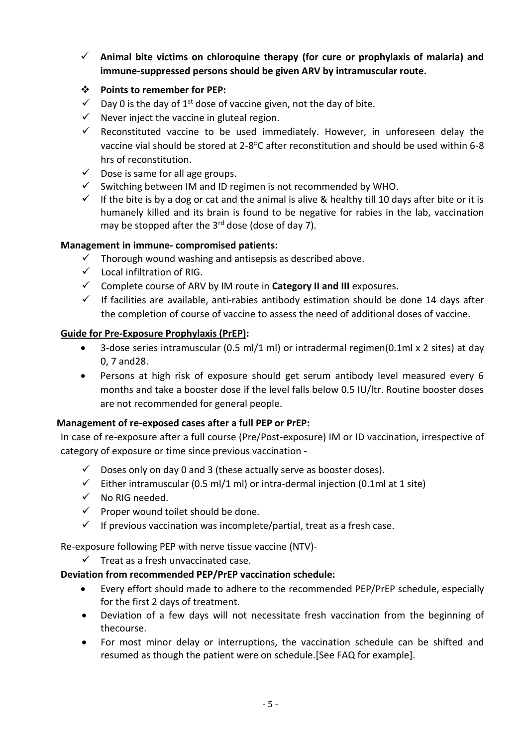- ✓ **Animal bite victims on chloroquine therapy (for cure or prophylaxis of malaria) and immune-suppressed persons should be given ARV by intramuscular route.**

**❖ Points to remember for PEP:**

- ✓ Day 0 is the day of 1st dose of vaccine given, not the day of bite.
- ✓ Never inject the vaccine in gluteal region.
- ✓ Reconstituted vaccine to be used immediately. However, in unforeseen delay the vaccine vial should be stored at 2-8°C after reconstitution and should be used within 6-8 hrs of reconstitution.
- ✓ Dose is same for all age groups.
- ✓ Switching between IM and ID regimen is not recommended by WHO.
- ✓ If the bite is by a dog or cat and the animal is alive & healthy till 10 days after bite or it is humanely killed and its brain is found to be negative for rabies in the lab, vaccination may be stopped after the 3rd dose (dose of day 7).

**Management in immune- compromised patients:**

- ✓ Thorough wound washing and antisepsis as described above.
- ✓ Local infiltration of RIG.
- ✓ Complete course of ARV by IM route in **Category II and III** exposures.
- ✓ If facilities are available, anti-rabies antibody estimation should be done 14 days after the completion of course of vaccine to assess the need of additional doses of vaccine.

**Guide for Pre-Exposure Prophylaxis (PrEP):**

- 3-dose series intramuscular (0.5 ml/1 ml) or intradermal regimen(0.1ml x 2 sites) at day 0, 7 and28.
- Persons at high risk of exposure should get serum antibody level measured every 6 months and take a booster dose if the level falls below 0.5 IU/ltr. Routine booster doses are not recommended for general people.

**Management of re-exposed cases after a full PEP or PrEP:**

In case of re-exposure after a full course (Pre/Post-exposure) IM or ID vaccination, irrespective of category of exposure or time since previous vaccination -

- ✓ Doses only on day 0 and 3 (these actually serve as booster doses).
- ✓ Either intramuscular (0.5 ml/1 ml) or intra-dermal injection (0.1ml at 1 site)
- ✓ No RIG needed.
- ✓ Proper wound toilet should be done.
- ✓ If previous vaccination was incomplete/partial, treat as a fresh case.

Re-exposure following PEP with nerve tissue vaccine (NTV)-

- ✓ Treat as a fresh unvaccinated case.

**Deviation from recommended PEP/PrEP vaccination schedule:**

- Every effort should made to adhere to the recommended PEP/PrEP schedule, especially for the first 2 days of treatment.
- Deviation of a few days will not necessitate fresh vaccination from the beginning of thecourse.
- For most minor delay or interruptions, the vaccination schedule can be shifted and resumed as though the patient were on schedule.[See FAQ for example].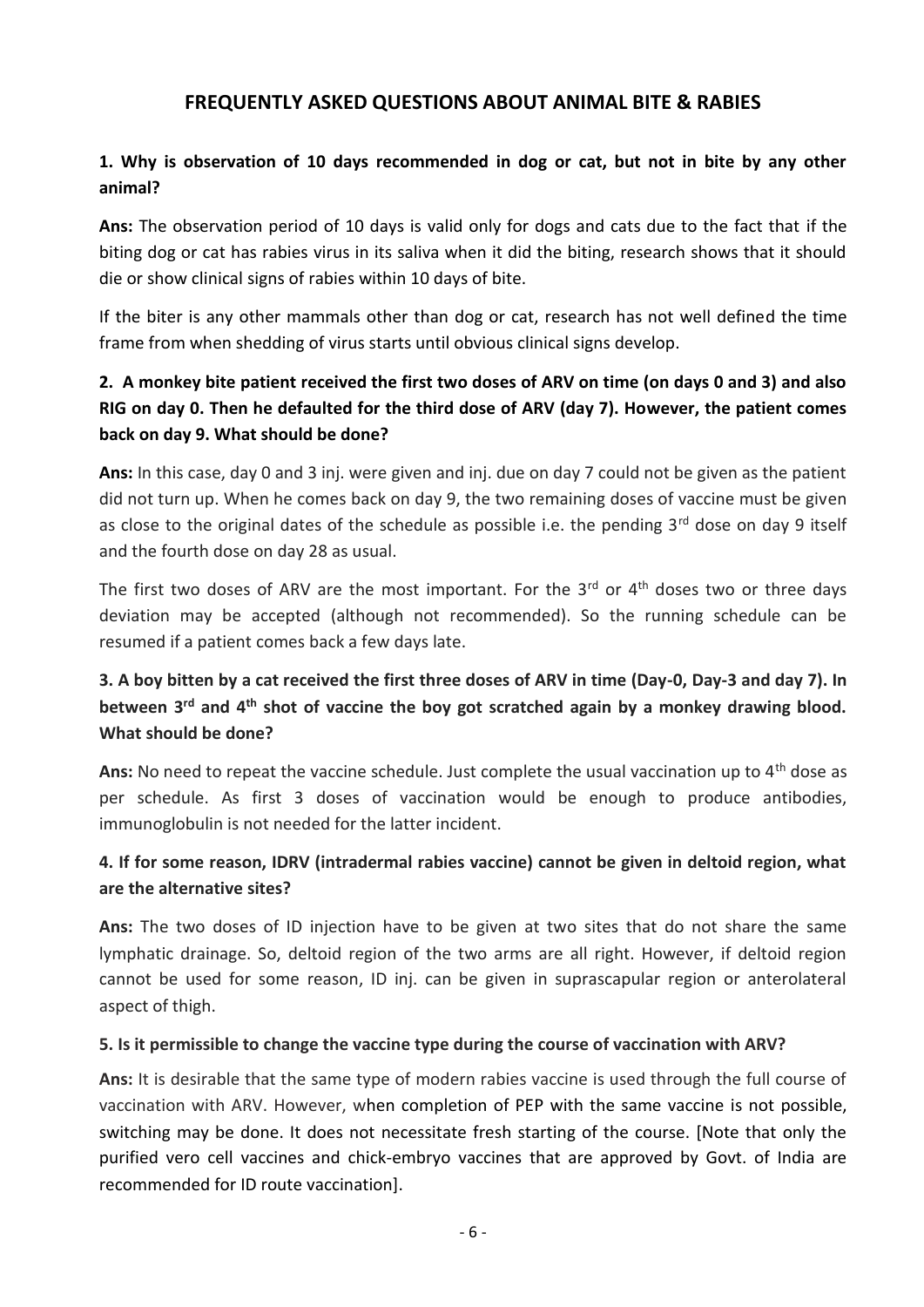## FREQUENTLY ASKED QUESTIONS ABOUT ANIMAL BITE & RABIES

### 1. Why is observation of 10 days recommended in dog or cat, but not in bite by any other animal?

**Ans:** The observation period of 10 days is valid only for dogs and cats due to the fact that if the biting dog or cat has rabies virus in its saliva when it did the biting, research shows that it should die or show clinical signs of rabies within 10 days of bite.

If the biter is any other mammals other than dog or cat, research has not well defined the time frame from when shedding of virus starts until obvious clinical signs develop.

### 2. A monkey bite patient received the first two doses of ARV on time (on days 0 and 3) and also RIG on day 0. Then he defaulted for the third dose of ARV (day 7). However, the patient comes back on day 9. What should be done?

**Ans:** In this case, day 0 and 3 inj. were given and inj. due on day 7 could not be given as the patient did not turn up. When he comes back on day 9, the two remaining doses of vaccine must be given as close to the original dates of the schedule as possible i.e. the pending 3rd dose on day 9 itself and the fourth dose on day 28 as usual.

The first two doses of ARV are the most important. For the 3rd or 4th doses two or three days deviation may be accepted (although not recommended). So the running schedule can be resumed if a patient comes back a few days late.

### 3. A boy bitten by a cat received the first three doses of ARV in time (Day-0, Day-3 and day 7). In between 3rd and 4th shot of vaccine the boy got scratched again by a monkey drawing blood. What should be done?

**Ans:** No need to repeat the vaccine schedule. Just complete the usual vaccination up to 4th dose as per schedule. As first 3 doses of vaccination would be enough to produce antibodies, immunoglobulin is not needed for the latter incident.

### 4. If for some reason, IDRV (intradermal rabies vaccine) cannot be given in deltoid region, what are the alternative sites?

**Ans:** The two doses of ID injection have to be given at two sites that do not share the same lymphatic drainage. So, deltoid region of the two arms are all right. However, if deltoid region cannot be used for some reason, ID inj. can be given in suprascapular region or anterolateral aspect of thigh.

#### 5. Is it permissible to change the vaccine type during the course of vaccination with ARV?

**Ans:** It is desirable that the same type of modern rabies vaccine is used through the full course of vaccination with ARV. However, when completion of PEP with the same vaccine is not possible, switching may be done. It does not necessitate fresh starting of the course. [Note that only the purified vero cell vaccines and chick-embryo vaccines that are approved by Govt. of India are recommended for ID route vaccination].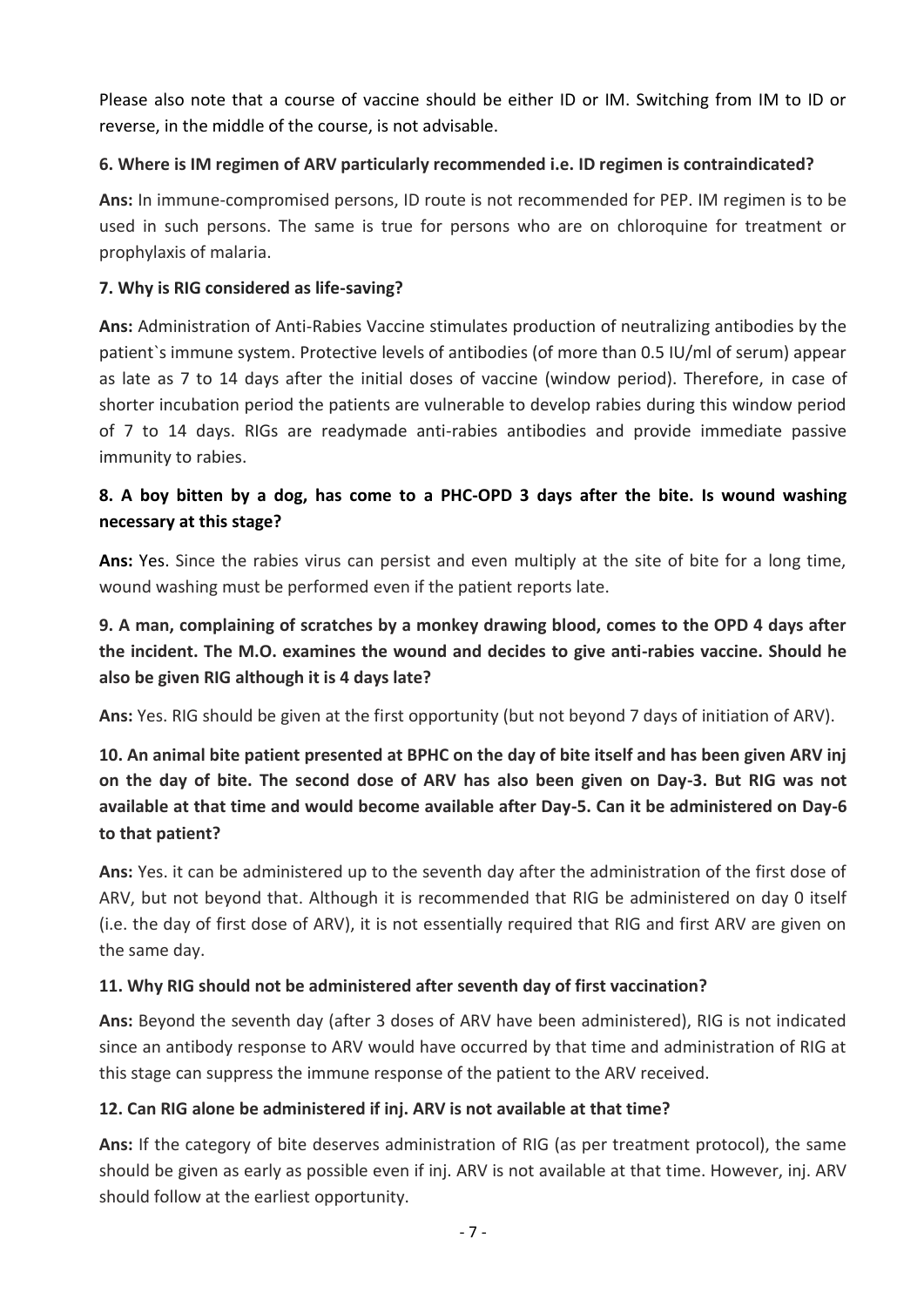Please also note that a course of vaccine should be either ID or IM. Switching from IM to ID or reverse, in the middle of the course, is not advisable.

**6. Where is IM regimen of ARV particularly recommended i.e. ID regimen is contraindicated?**

**Ans:** In immune-compromised persons, ID route is not recommended for PEP. IM regimen is to be used in such persons. The same is true for persons who are on chloroquine for treatment or prophylaxis of malaria.

**7. Why is RIG considered as life-saving?**

**Ans:** Administration of Anti-Rabies Vaccine stimulates production of neutralizing antibodies by the patient`s immune system. Protective levels of antibodies (of more than 0.5 IU/ml of serum) appear as late as 7 to 14 days after the initial doses of vaccine (window period). Therefore, in case of shorter incubation period the patients are vulnerable to develop rabies during this window period of 7 to 14 days. RIGs are readymade anti-rabies antibodies and provide immediate passive immunity to rabies.

**8. A boy bitten by a dog, has come to a PHC-OPD 3 days after the bite. Is wound washing necessary at this stage?**

**Ans:** Yes. Since the rabies virus can persist and even multiply at the site of bite for a long time, wound washing must be performed even if the patient reports late.

**9. A man, complaining of scratches by a monkey drawing blood, comes to the OPD 4 days after the incident. The M.O. examines the wound and decides to give anti-rabies vaccine. Should he also be given RIG although it is 4 days late?**

**Ans:** Yes. RIG should be given at the first opportunity (but not beyond 7 days of initiation of ARV).

**10. An animal bite patient presented at BPHC on the day of bite itself and has been given ARV inj on the day of bite. The second dose of ARV has also been given on Day-3. But RIG was not available at that time and would become available after Day-5. Can it be administered on Day-6 to that patient?**

**Ans:** Yes. it can be administered up to the seventh day after the administration of the first dose of ARV, but not beyond that. Although it is recommended that RIG be administered on day 0 itself (i.e. the day of first dose of ARV), it is not essentially required that RIG and first ARV are given on the same day.

**11. Why RIG should not be administered after seventh day of first vaccination?**

**Ans:** Beyond the seventh day (after 3 doses of ARV have been administered), RIG is not indicated since an antibody response to ARV would have occurred by that time and administration of RIG at this stage can suppress the immune response of the patient to the ARV received.

**12. Can RIG alone be administered if inj. ARV is not available at that time?**

**Ans:** If the category of bite deserves administration of RIG (as per treatment protocol), the same should be given as early as possible even if inj. ARV is not available at that time. However, inj. ARV should follow at the earliest opportunity.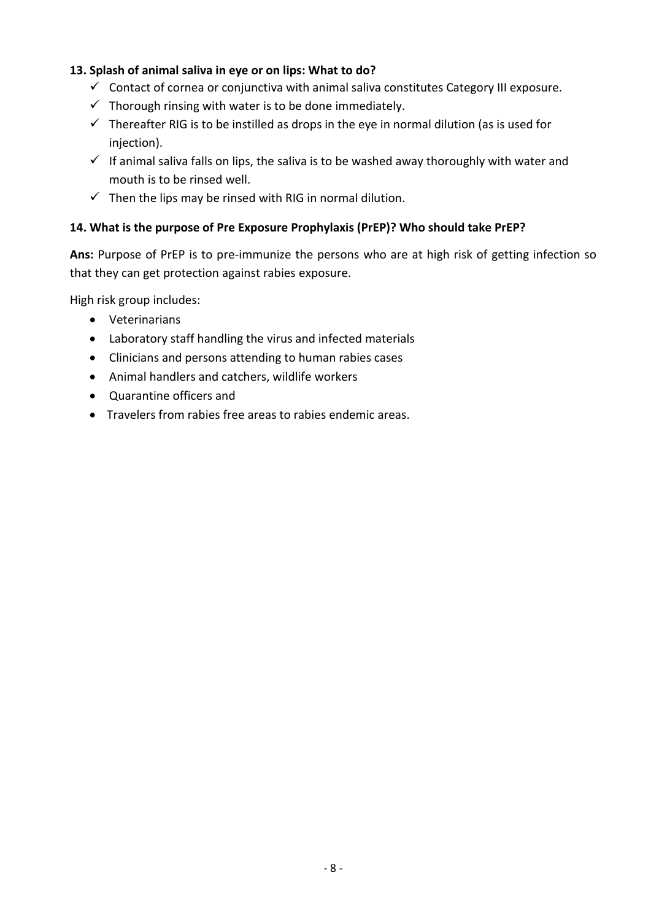**13. Splash of animal saliva in eye or on lips: What to do?**

- ✓ Contact of cornea or conjunctiva with animal saliva constitutes Category III exposure.
- ✓ Thorough rinsing with water is to be done immediately.
- ✓ Thereafter RIG is to be instilled as drops in the eye in normal dilution (as is used for injection).
- ✓ If animal saliva falls on lips, the saliva is to be washed away thoroughly with water and mouth is to be rinsed well.
- ✓ Then the lips may be rinsed with RIG in normal dilution.

**14. What is the purpose of Pre Exposure Prophylaxis (PrEP)? Who should take PrEP?**

**Ans:** Purpose of PrEP is to pre-immunize the persons who are at high risk of getting infection so that they can get protection against rabies exposure.

High risk group includes:

- Veterinarians
- Laboratory staff handling the virus and infected materials
- Clinicians and persons attending to human rabies cases
- Animal handlers and catchers, wildlife workers
- Quarantine officers and
- Travelers from rabies free areas to rabies endemic areas.